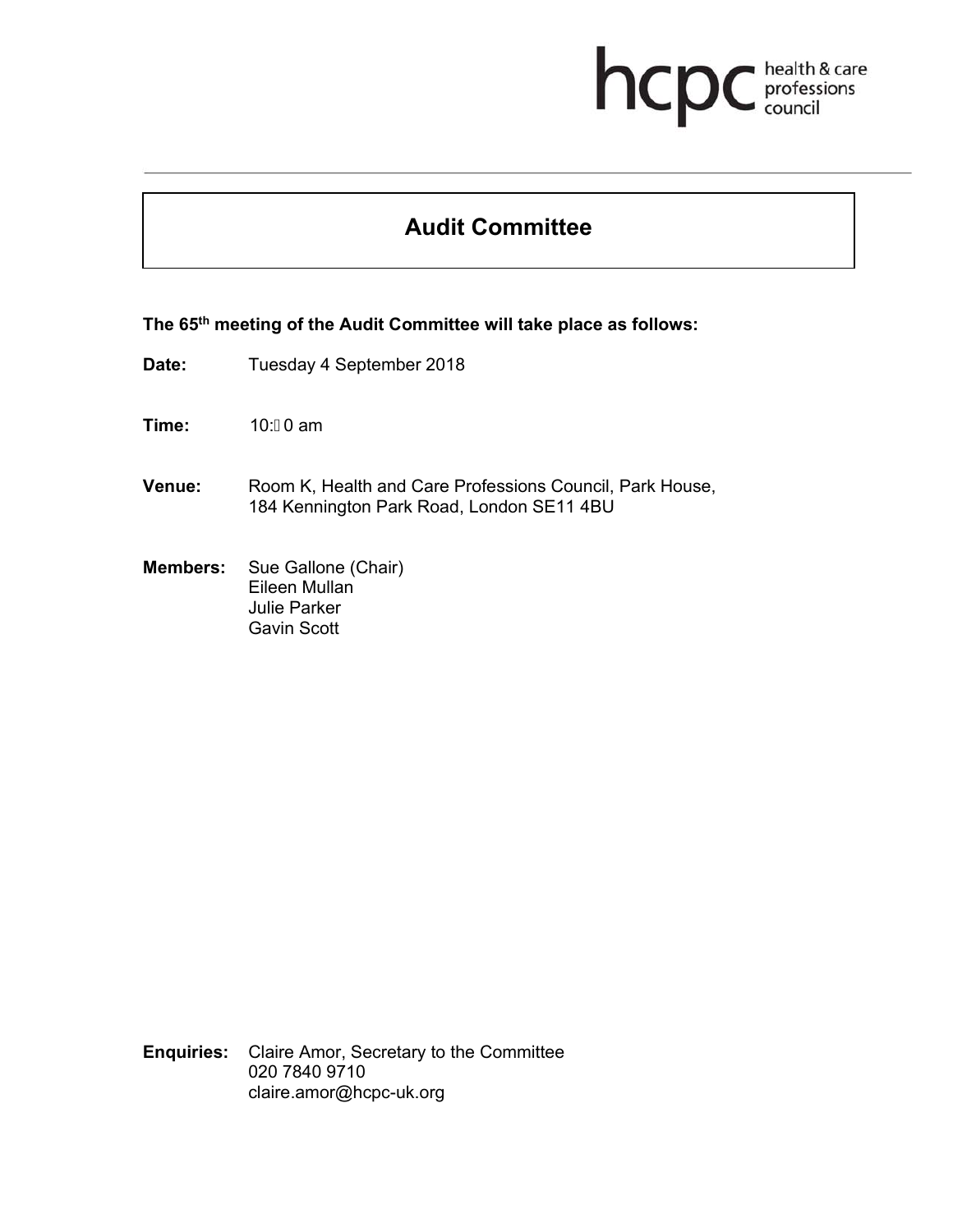hcpc health & care professions council

# Audit Committee

**The 65th meeting of the Audit Committee will take place as follows:**

**Date:** Tuesday 4 September 2018

**Time:** 10:�0 am

**Venue:** Room K, Health and Care Professions Council, Park House, 184 Kennington Park Road, London SE11 4BU

**Members:** Sue Gallone (Chair)
Eileen Mullan
Julie Parker
Gavin Scott

**Enquiries:** Claire Amor, Secretary to the Committee
020 7840 9710
claire.amor@hcpc-uk.org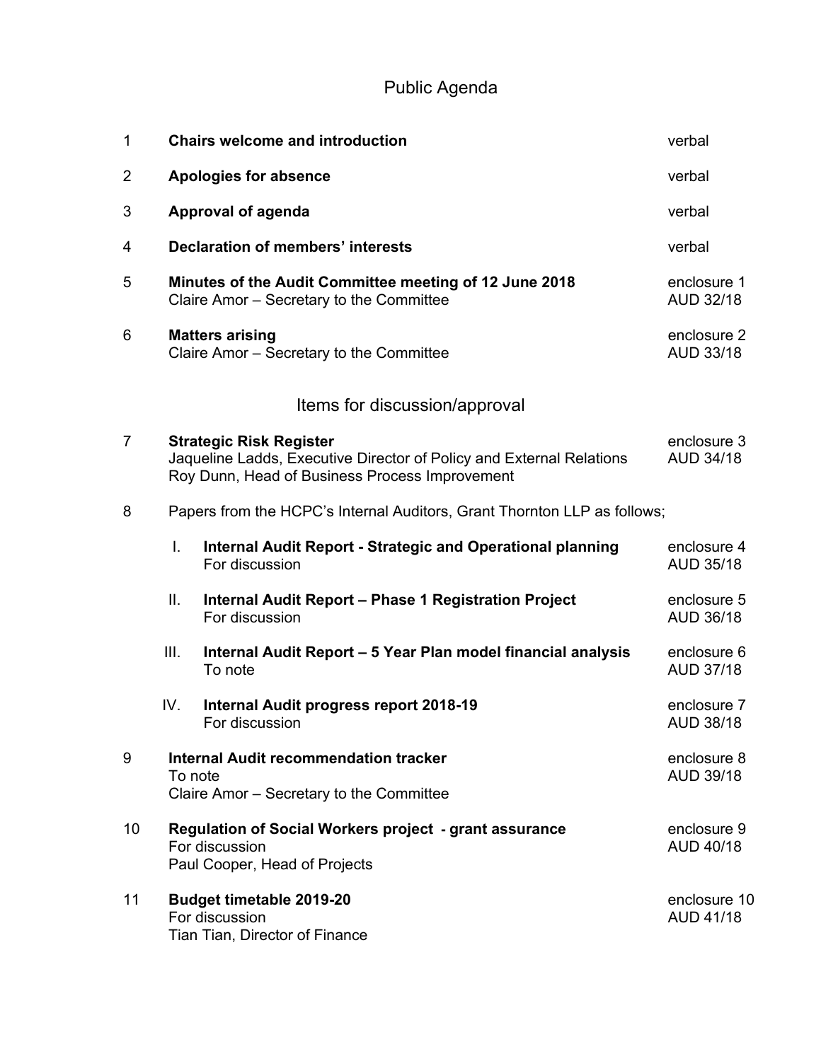# Public Agenda

| | | |
|---|---|---|
| 1 | **Chairs welcome and introduction** | verbal |
| 2 | **Apologies for absence** | verbal |
| 3 | **Approval of agenda** | verbal |
| 4 | **Declaration of members' interests** | verbal |
| 5 | **Minutes of the Audit Committee meeting of 12 June 2018**<br>Claire Amor – Secretary to the Committee | enclosure 1<br>AUD 32/18 |
| 6 | **Matters arising**<br>Claire Amor – Secretary to the Committee | enclosure 2<br>AUD 33/18 |

## Items for discussion/approval

| | | |
|---|---|---|
| 7 | **Strategic Risk Register**<br>Jaqueline Ladds, Executive Director of Policy and External Relations<br>Roy Dunn, Head of Business Process Improvement | enclosure 3<br>AUD 34/18 |
| 8 | Papers from the HCPC's Internal Auditors, Grant Thornton LLP as follows; | |
| | I. **Internal Audit Report - Strategic and Operational planning**<br>For discussion | enclosure 4<br>AUD 35/18 |
| | II. **Internal Audit Report – Phase 1 Registration Project**<br>For discussion | enclosure 5<br>AUD 36/18 |
| | III. **Internal Audit Report – 5 Year Plan model financial analysis**<br>To note | enclosure 6<br>AUD 37/18 |
| | IV. **Internal Audit progress report 2018-19**<br>For discussion | enclosure 7<br>AUD 38/18 |
| 9 | **Internal Audit recommendation tracker**<br>To note<br>Claire Amor – Secretary to the Committee | enclosure 8<br>AUD 39/18 |
| 10 | **Regulation of Social Workers project - grant assurance**<br>For discussion<br>Paul Cooper, Head of Projects | enclosure 9<br>AUD 40/18 |
| 11 | **Budget timetable 2019-20**<br>For discussion<br>Tian Tian, Director of Finance | enclosure 10<br>AUD 41/18 |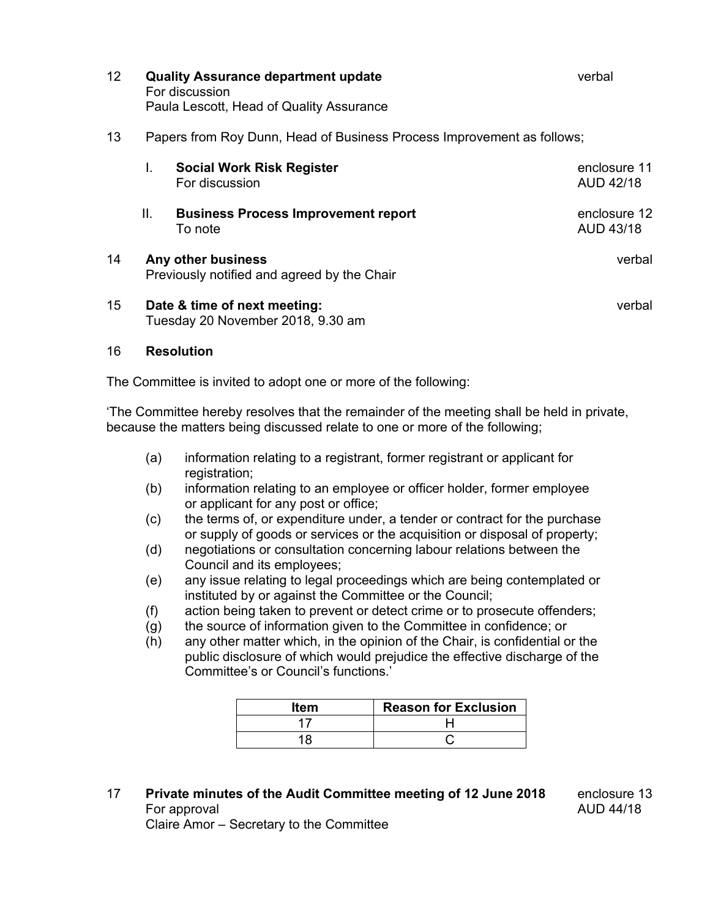12 **Quality Assurance department update** — verbal
For discussion
Paula Lescott, Head of Quality Assurance

13 Papers from Roy Dunn, Head of Business Process Improvement as follows;

I. **Social Work Risk Register** — enclosure 11, AUD 42/18
For discussion

II. **Business Process Improvement report** — enclosure 12, AUD 43/18
To note

14 **Any other business** — verbal
Previously notified and agreed by the Chair

15 **Date & time of next meeting:** — verbal
Tuesday 20 November 2018, 9.30 am

16 **Resolution**

The Committee is invited to adopt one or more of the following:

'The Committee hereby resolves that the remainder of the meeting shall be held in private, because the matters being discussed relate to one or more of the following;

(a) information relating to a registrant, former registrant or applicant for registration;
(b) information relating to an employee or officer holder, former employee or applicant for any post or office;
(c) the terms of, or expenditure under, a tender or contract for the purchase or supply of goods or services or the acquisition or disposal of property;
(d) negotiations or consultation concerning labour relations between the Council and its employees;
(e) any issue relating to legal proceedings which are being contemplated or instituted by or against the Committee or the Council;
(f) action being taken to prevent or detect crime or to prosecute offenders;
(g) the source of information given to the Committee in confidence; or
(h) any other matter which, in the opinion of the Chair, is confidential or the public disclosure of which would prejudice the effective discharge of the Committee's or Council's functions.'

| Item | Reason for Exclusion |
|---|---|
| 17 | H |
| 18 | C |

17 **Private minutes of the Audit Committee meeting of 12 June 2018** — enclosure 13, AUD 44/18
For approval
Claire Amor – Secretary to the Committee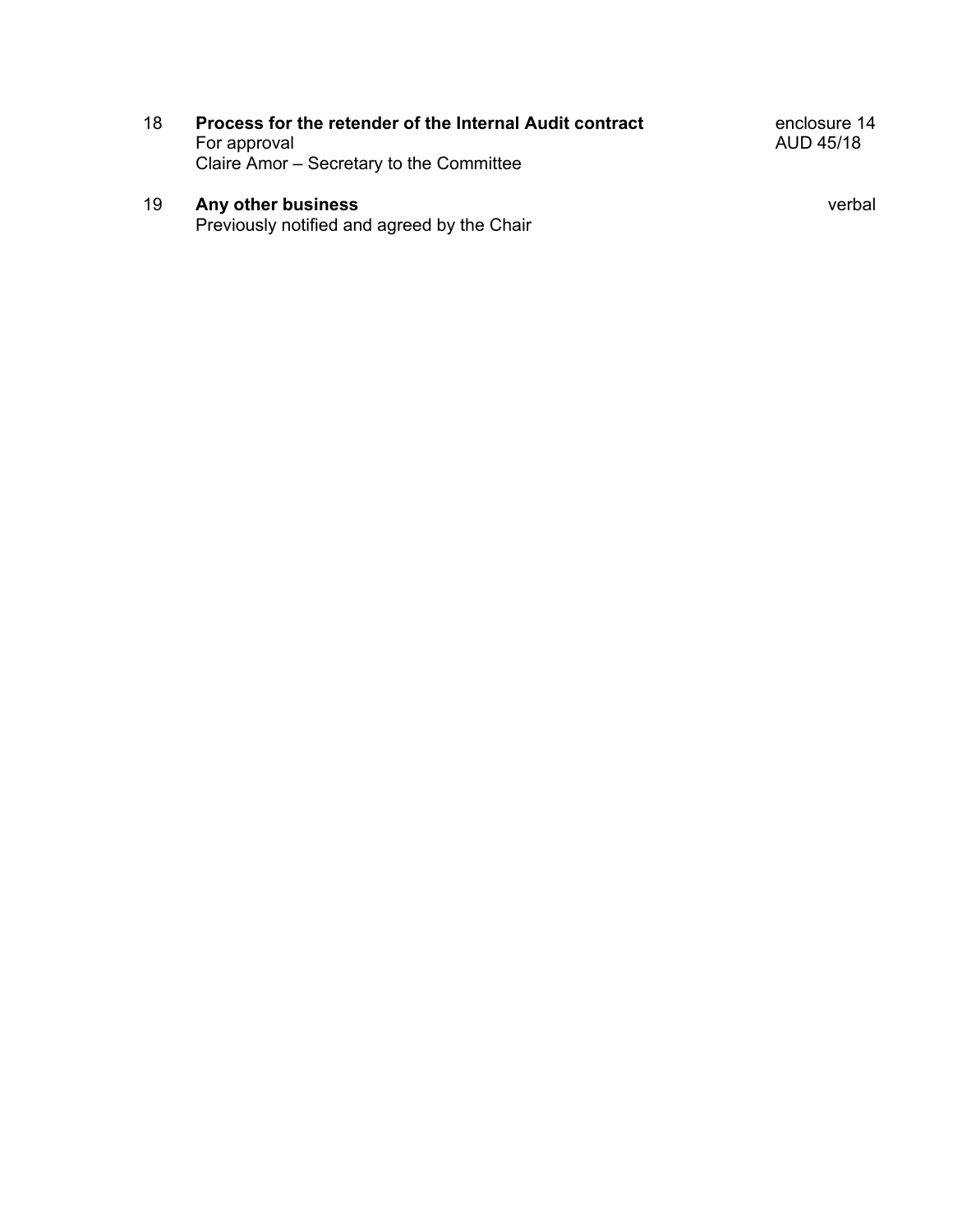| | | |
|---|---|---|
| 18 | **Process for the retender of the Internal Audit contract**<br>For approval<br>Claire Amor – Secretary to the Committee | enclosure 14<br>AUD 45/18 |
| 19 | **Any other business**<br>Previously notified and agreed by the Chair | verbal |